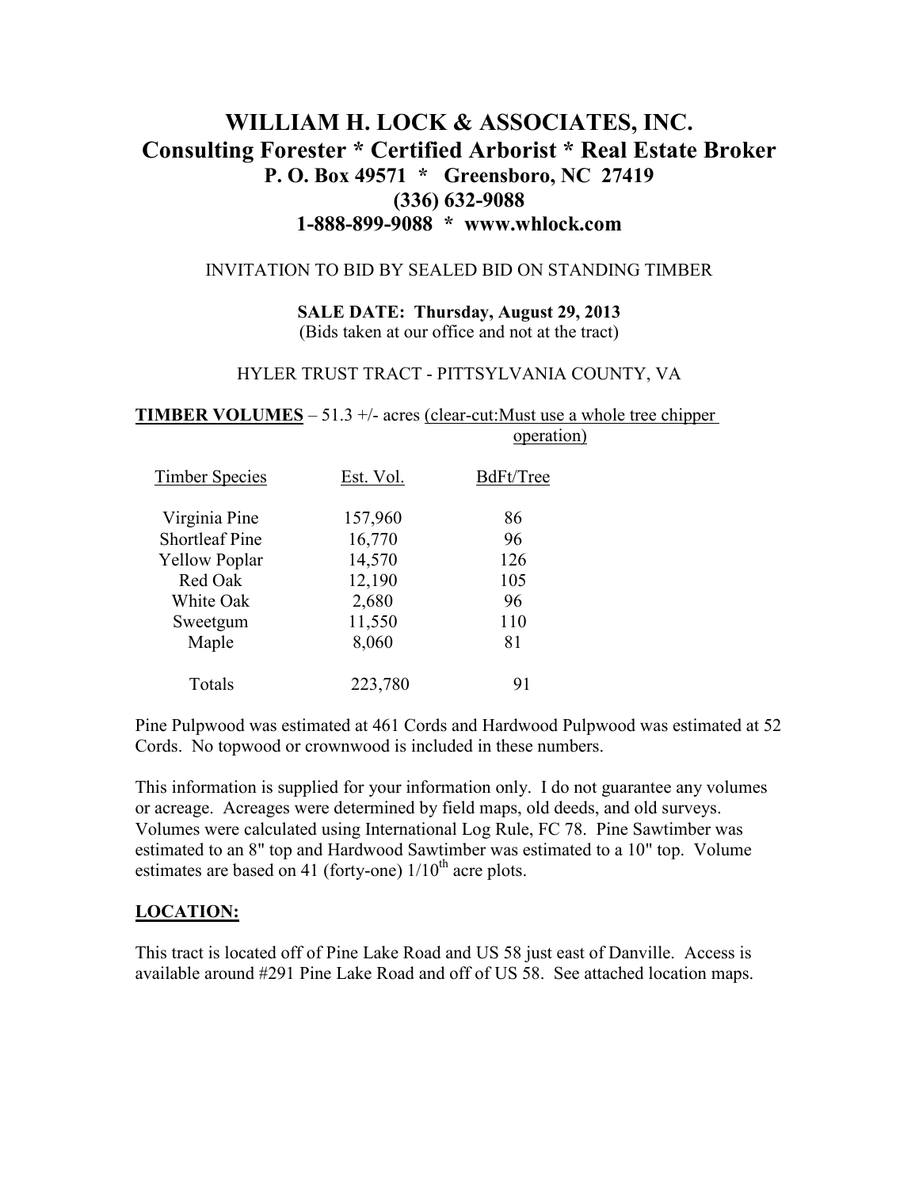# WILLIAM H. LOCK & ASSOCIATES, INC.
## Consulting Forester * Certified Arborist * Real Estate Broker
**P. O. Box 49571 * Greensboro, NC 27419**
**(336) 632-9088**
**1-888-899-9088 * www.whlock.com**

INVITATION TO BID BY SEALED BID ON STANDING TIMBER

**SALE DATE: Thursday, August 29, 2013**
(Bids taken at our office and not at the tract)

HYLER TRUST TRACT - PITTSYLVANIA COUNTY, VA

**TIMBER VOLUMES** – 51.3 +/- acres (clear-cut:Must use a whole tree chipper operation)

| Timber Species | Est. Vol. | BdFt/Tree |
|---|---|---|
| Virginia Pine | 157,960 | 86 |
| Shortleaf Pine | 16,770 | 96 |
| Yellow Poplar | 14,570 | 126 |
| Red Oak | 12,190 | 105 |
| White Oak | 2,680 | 96 |
| Sweetgum | 11,550 | 110 |
| Maple | 8,060 | 81 |
| Totals | 223,780 | 91 |

Pine Pulpwood was estimated at 461 Cords and Hardwood Pulpwood was estimated at 52 Cords. No topwood or crownwood is included in these numbers.

This information is supplied for your information only. I do not guarantee any volumes or acreage. Acreages were determined by field maps, old deeds, and old surveys. Volumes were calculated using International Log Rule, FC 78. Pine Sawtimber was estimated to an 8" top and Hardwood Sawtimber was estimated to a 10" top. Volume estimates are based on 41 (forty-one) 1/10th acre plots.

## LOCATION:

This tract is located off of Pine Lake Road and US 58 just east of Danville. Access is available around #291 Pine Lake Road and off of US 58. See attached location maps.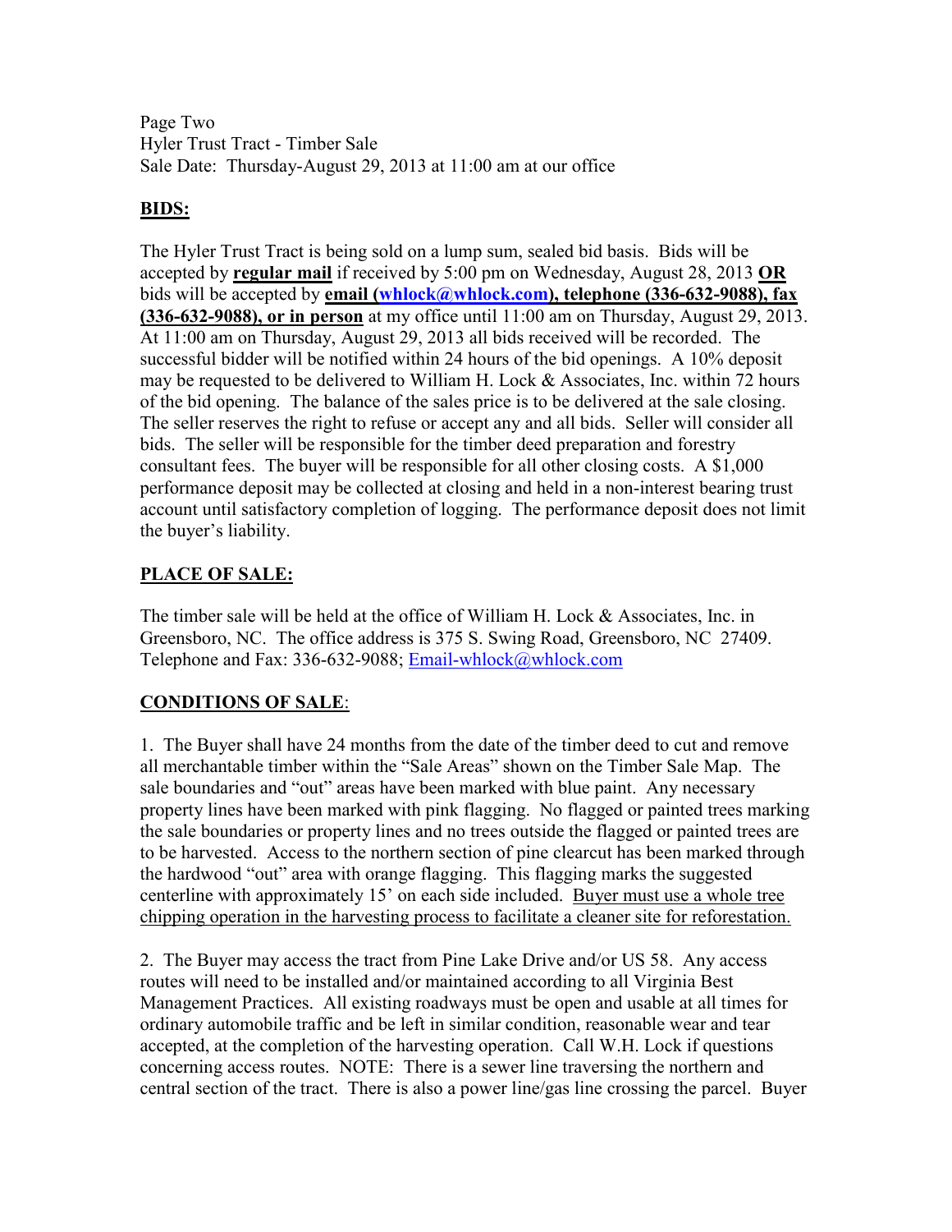Page Two
Hyler Trust Tract - Timber Sale
Sale Date: Thursday-August 29, 2013 at 11:00 am at our office

## BIDS:

The Hyler Trust Tract is being sold on a lump sum, sealed bid basis. Bids will be accepted by **regular mail** if received by 5:00 pm on Wednesday, August 28, 2013 **OR** bids will be accepted by **email (whlock@whlock.com), telephone (336-632-9088), fax (336-632-9088), or in person** at my office until 11:00 am on Thursday, August 29, 2013. At 11:00 am on Thursday, August 29, 2013 all bids received will be recorded. The successful bidder will be notified within 24 hours of the bid openings. A 10% deposit may be requested to be delivered to William H. Lock & Associates, Inc. within 72 hours of the bid opening. The balance of the sales price is to be delivered at the sale closing. The seller reserves the right to refuse or accept any and all bids. Seller will consider all bids. The seller will be responsible for the timber deed preparation and forestry consultant fees. The buyer will be responsible for all other closing costs. A $1,000 performance deposit may be collected at closing and held in a non-interest bearing trust account until satisfactory completion of logging. The performance deposit does not limit the buyer's liability.

## PLACE OF SALE:

The timber sale will be held at the office of William H. Lock & Associates, Inc. in Greensboro, NC. The office address is 375 S. Swing Road, Greensboro, NC 27409. Telephone and Fax: 336-632-9088; Email-whlock@whlock.com

## CONDITIONS OF SALE:

1. The Buyer shall have 24 months from the date of the timber deed to cut and remove all merchantable timber within the "Sale Areas" shown on the Timber Sale Map. The sale boundaries and "out" areas have been marked with blue paint. Any necessary property lines have been marked with pink flagging. No flagged or painted trees marking the sale boundaries or property lines and no trees outside the flagged or painted trees are to be harvested. Access to the northern section of pine clearcut has been marked through the hardwood "out" area with orange flagging. This flagging marks the suggested centerline with approximately 15' on each side included. Buyer must use a whole tree chipping operation in the harvesting process to facilitate a cleaner site for reforestation.

2. The Buyer may access the tract from Pine Lake Drive and/or US 58. Any access routes will need to be installed and/or maintained according to all Virginia Best Management Practices. All existing roadways must be open and usable at all times for ordinary automobile traffic and be left in similar condition, reasonable wear and tear accepted, at the completion of the harvesting operation. Call W.H. Lock if questions concerning access routes. NOTE: There is a sewer line traversing the northern and central section of the tract. There is also a power line/gas line crossing the parcel. Buyer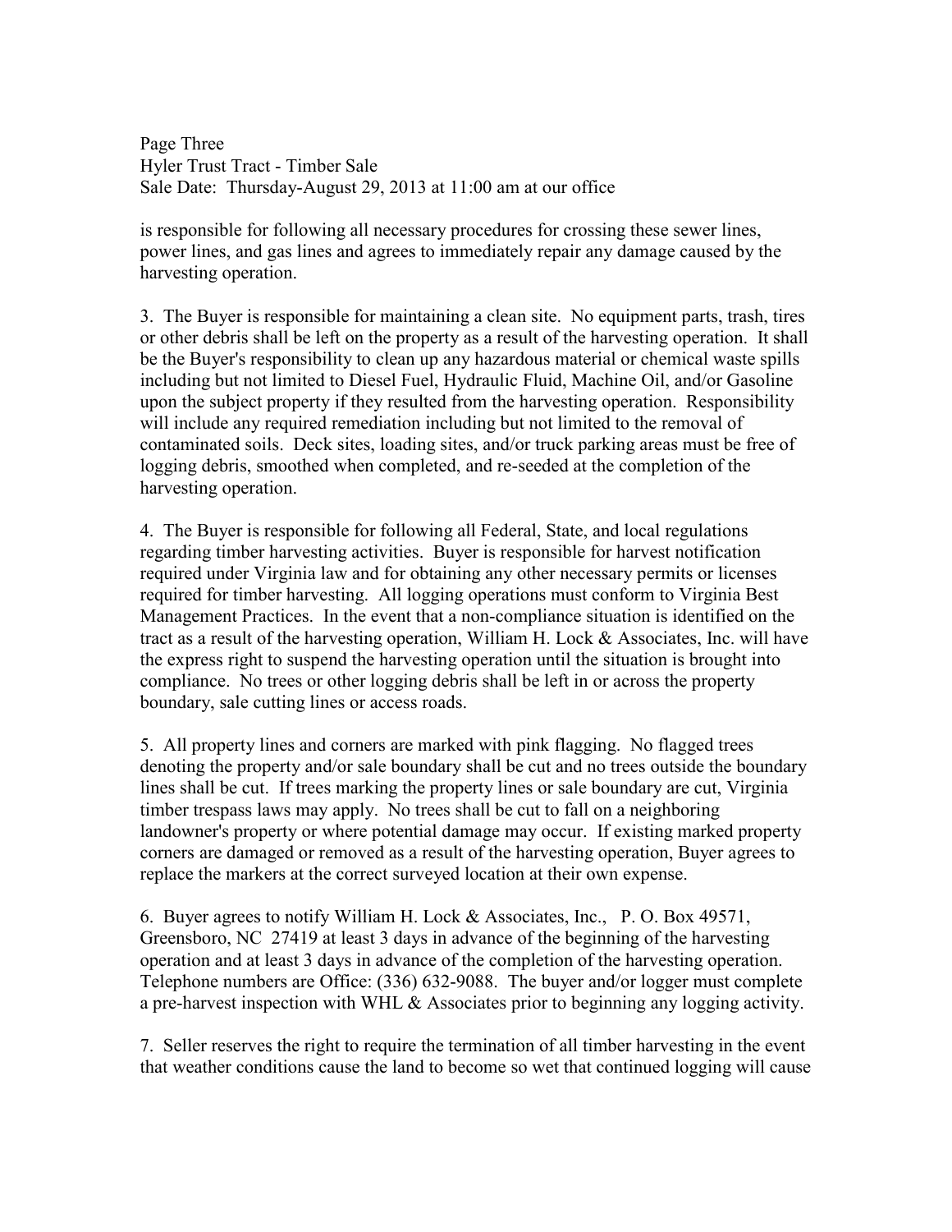is responsible for following all necessary procedures for crossing these sewer lines, power lines, and gas lines and agrees to immediately repair any damage caused by the harvesting operation.

3. The Buyer is responsible for maintaining a clean site. No equipment parts, trash, tires or other debris shall be left on the property as a result of the harvesting operation. It shall be the Buyer's responsibility to clean up any hazardous material or chemical waste spills including but not limited to Diesel Fuel, Hydraulic Fluid, Machine Oil, and/or Gasoline upon the subject property if they resulted from the harvesting operation. Responsibility will include any required remediation including but not limited to the removal of contaminated soils. Deck sites, loading sites, and/or truck parking areas must be free of logging debris, smoothed when completed, and re-seeded at the completion of the harvesting operation.

4. The Buyer is responsible for following all Federal, State, and local regulations regarding timber harvesting activities. Buyer is responsible for harvest notification required under Virginia law and for obtaining any other necessary permits or licenses required for timber harvesting. All logging operations must conform to Virginia Best Management Practices. In the event that a non-compliance situation is identified on the tract as a result of the harvesting operation, William H. Lock & Associates, Inc. will have the express right to suspend the harvesting operation until the situation is brought into compliance. No trees or other logging debris shall be left in or across the property boundary, sale cutting lines or access roads.

5. All property lines and corners are marked with pink flagging. No flagged trees denoting the property and/or sale boundary shall be cut and no trees outside the boundary lines shall be cut. If trees marking the property lines or sale boundary are cut, Virginia timber trespass laws may apply. No trees shall be cut to fall on a neighboring landowner's property or where potential damage may occur. If existing marked property corners are damaged or removed as a result of the harvesting operation, Buyer agrees to replace the markers at the correct surveyed location at their own expense.

6. Buyer agrees to notify William H. Lock & Associates, Inc., P. O. Box 49571, Greensboro, NC 27419 at least 3 days in advance of the beginning of the harvesting operation and at least 3 days in advance of the completion of the harvesting operation. Telephone numbers are Office: (336) 632-9088. The buyer and/or logger must complete a pre-harvest inspection with WHL & Associates prior to beginning any logging activity.

7. Seller reserves the right to require the termination of all timber harvesting in the event that weather conditions cause the land to become so wet that continued logging will cause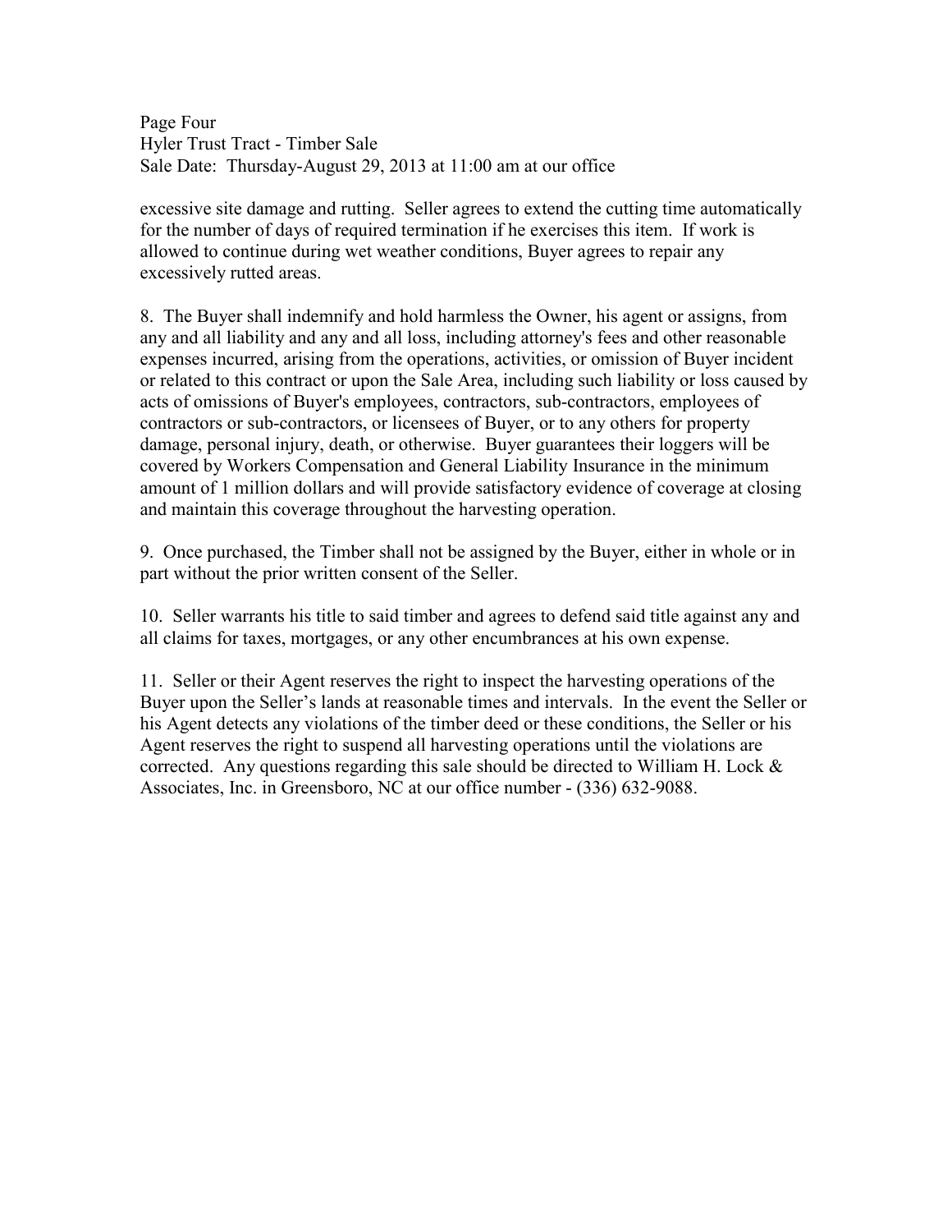excessive site damage and rutting. Seller agrees to extend the cutting time automatically for the number of days of required termination if he exercises this item. If work is allowed to continue during wet weather conditions, Buyer agrees to repair any excessively rutted areas.

8. The Buyer shall indemnify and hold harmless the Owner, his agent or assigns, from any and all liability and any and all loss, including attorney's fees and other reasonable expenses incurred, arising from the operations, activities, or omission of Buyer incident or related to this contract or upon the Sale Area, including such liability or loss caused by acts of omissions of Buyer's employees, contractors, sub-contractors, employees of contractors or sub-contractors, or licensees of Buyer, or to any others for property damage, personal injury, death, or otherwise. Buyer guarantees their loggers will be covered by Workers Compensation and General Liability Insurance in the minimum amount of 1 million dollars and will provide satisfactory evidence of coverage at closing and maintain this coverage throughout the harvesting operation.

9. Once purchased, the Timber shall not be assigned by the Buyer, either in whole or in part without the prior written consent of the Seller.

10. Seller warrants his title to said timber and agrees to defend said title against any and all claims for taxes, mortgages, or any other encumbrances at his own expense.

11. Seller or their Agent reserves the right to inspect the harvesting operations of the Buyer upon the Seller's lands at reasonable times and intervals. In the event the Seller or his Agent detects any violations of the timber deed or these conditions, the Seller or his Agent reserves the right to suspend all harvesting operations until the violations are corrected. Any questions regarding this sale should be directed to William H. Lock & Associates, Inc. in Greensboro, NC at our office number - (336) 632-9088.